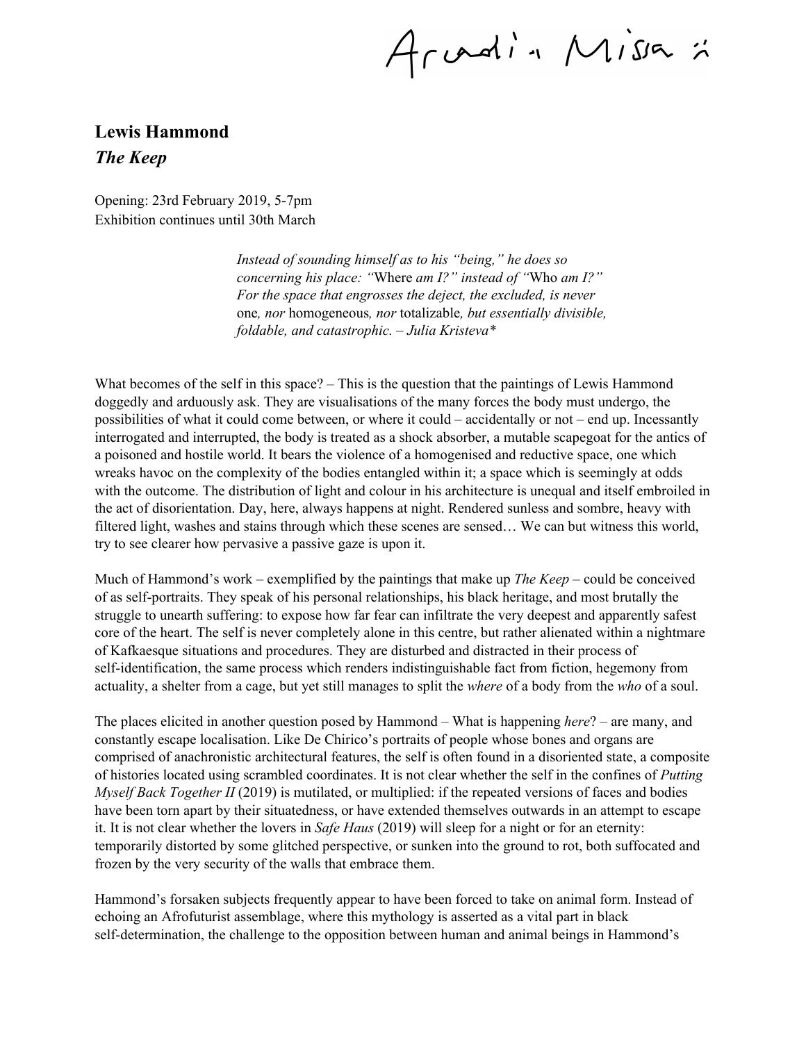Arcadia Missa

**Lewis Hammond**
***The Keep***

Opening: 23rd February 2019, 5-7pm
Exhibition continues until 30th March

> *Instead of sounding himself as to his "being," he does so concerning his place: "*Where *am I?" instead of "*Who *am I?" For the space that engrosses the deject, the excluded, is never* one*, nor* homogeneous*, nor* totalizable*, but essentially divisible, foldable, and catastrophic. – Julia Kristeva\**

What becomes of the self in this space? – This is the question that the paintings of Lewis Hammond doggedly and arduously ask. They are visualisations of the many forces the body must undergo, the possibilities of what it could come between, or where it could – accidentally or not – end up. Incessantly interrogated and interrupted, the body is treated as a shock absorber, a mutable scapegoat for the antics of a poisoned and hostile world. It bears the violence of a homogenised and reductive space, one which wreaks havoc on the complexity of the bodies entangled within it; a space which is seemingly at odds with the outcome. The distribution of light and colour in his architecture is unequal and itself embroiled in the act of disorientation. Day, here, always happens at night. Rendered sunless and sombre, heavy with filtered light, washes and stains through which these scenes are sensed… We can but witness this world, try to see clearer how pervasive a passive gaze is upon it.

Much of Hammond's work – exemplified by the paintings that make up *The Keep* – could be conceived of as self-portraits. They speak of his personal relationships, his black heritage, and most brutally the struggle to unearth suffering: to expose how far fear can infiltrate the very deepest and apparently safest core of the heart. The self is never completely alone in this centre, but rather alienated within a nightmare of Kafkaesque situations and procedures. They are disturbed and distracted in their process of self-identification, the same process which renders indistinguishable fact from fiction, hegemony from actuality, a shelter from a cage, but yet still manages to split the *where* of a body from the *who* of a soul.

The places elicited in another question posed by Hammond – What is happening *here*? – are many, and constantly escape localisation. Like De Chirico's portraits of people whose bones and organs are comprised of anachronistic architectural features, the self is often found in a disoriented state, a composite of histories located using scrambled coordinates. It is not clear whether the self in the confines of *Putting Myself Back Together II* (2019) is mutilated, or multiplied: if the repeated versions of faces and bodies have been torn apart by their situatedness, or have extended themselves outwards in an attempt to escape it. It is not clear whether the lovers in *Safe Haus* (2019) will sleep for a night or for an eternity: temporarily distorted by some glitched perspective, or sunken into the ground to rot, both suffocated and frozen by the very security of the walls that embrace them.

Hammond's forsaken subjects frequently appear to have been forced to take on animal form. Instead of echoing an Afrofuturist assemblage, where this mythology is asserted as a vital part in black self-determination, the challenge to the opposition between human and animal beings in Hammond's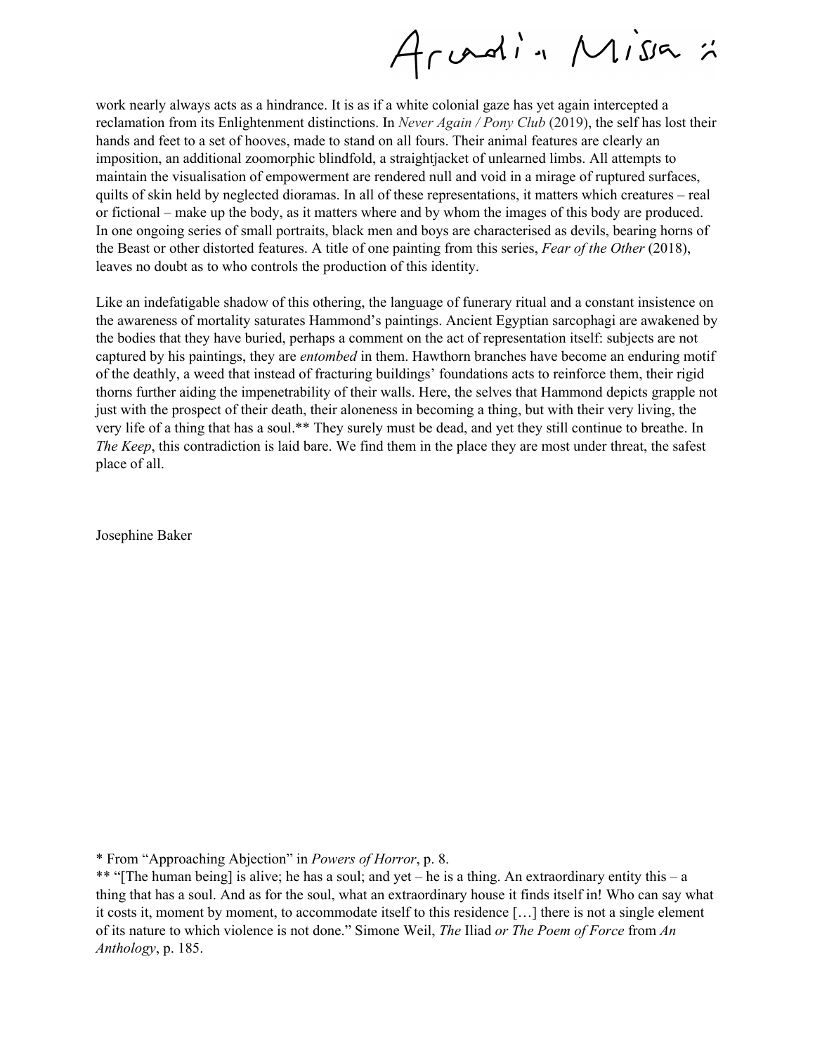work nearly always acts as a hindrance. It is as if a white colonial gaze has yet again intercepted a reclamation from its Enlightenment distinctions. In *Never Again / Pony Club* (2019), the self has lost their hands and feet to a set of hooves, made to stand on all fours. Their animal features are clearly an imposition, an additional zoomorphic blindfold, a straightjacket of unlearned limbs. All attempts to maintain the visualisation of empowerment are rendered null and void in a mirage of ruptured surfaces, quilts of skin held by neglected dioramas. In all of these representations, it matters which creatures – real or fictional – make up the body, as it matters where and by whom the images of this body are produced. In one ongoing series of small portraits, black men and boys are characterised as devils, bearing horns of the Beast or other distorted features. A title of one painting from this series, *Fear of the Other* (2018), leaves no doubt as to who controls the production of this identity.

Like an indefatigable shadow of this othering, the language of funerary ritual and a constant insistence on the awareness of mortality saturates Hammond's paintings. Ancient Egyptian sarcophagi are awakened by the bodies that they have buried, perhaps a comment on the act of representation itself: subjects are not captured by his paintings, they are *entombed* in them. Hawthorn branches have become an enduring motif of the deathly, a weed that instead of fracturing buildings' foundations acts to reinforce them, their rigid thorns further aiding the impenetrability of their walls. Here, the selves that Hammond depicts grapple not just with the prospect of their death, their aloneness in becoming a thing, but with their very living, the very life of a thing that has a soul.** They surely must be dead, and yet they still continue to breathe. In *The Keep*, this contradiction is laid bare. We find them in the place they are most under threat, the safest place of all.

Josephine Baker

* From "Approaching Abjection" in *Powers of Horror*, p. 8.

** "[The human being] is alive; he has a soul; and yet – he is a thing. An extraordinary entity this – a thing that has a soul. And as for the soul, what an extraordinary house it finds itself in! Who can say what it costs it, moment by moment, to accommodate itself to this residence […] there is not a single element of its nature to which violence is not done." Simone Weil, *The* Iliad *or The Poem of Force* from *An Anthology*, p. 185.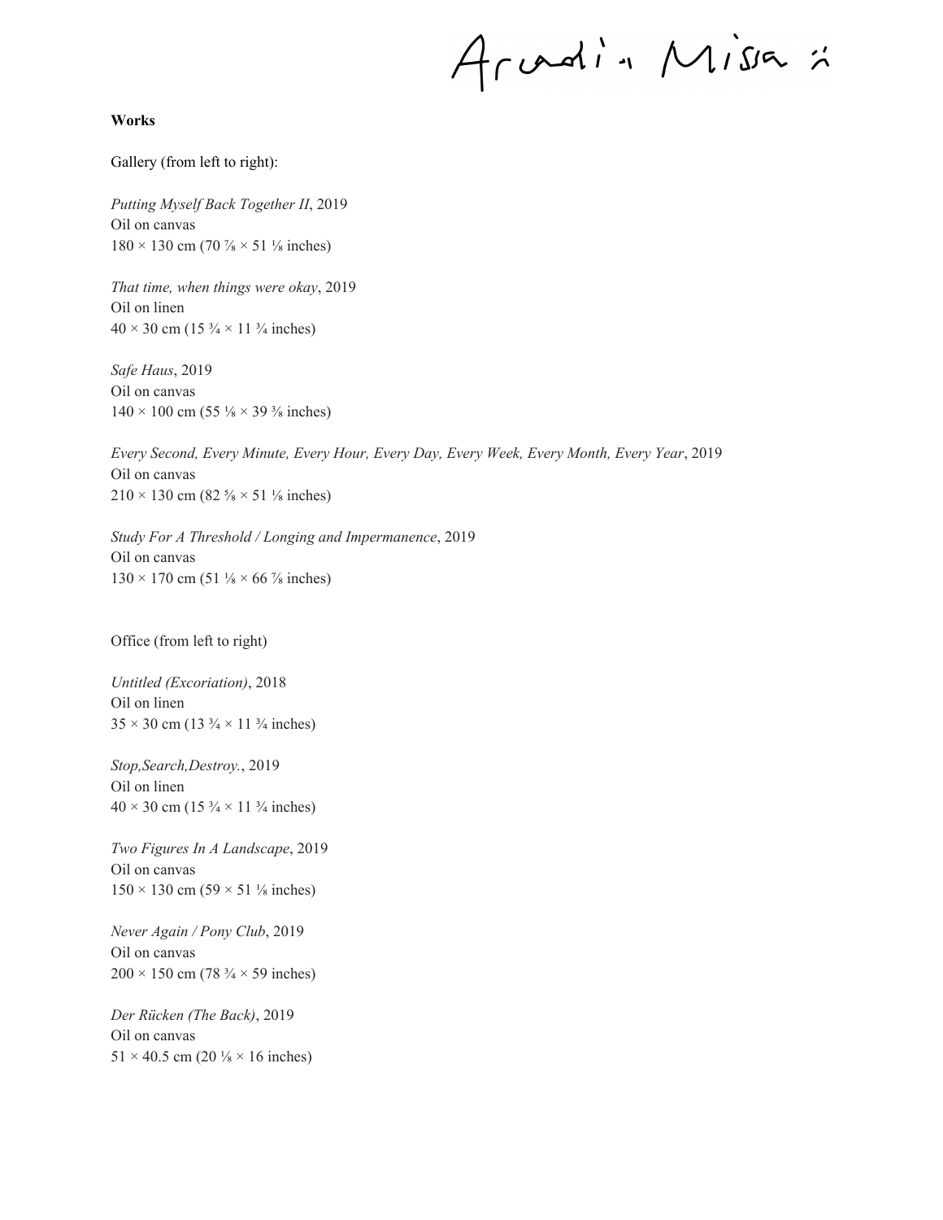**Works**

Gallery (from left to right):

*Putting Myself Back Together II*, 2019
Oil on canvas
180 × 130 cm (70 ⅞ × 51 ⅛ inches)

*That time, when things were okay*, 2019
Oil on linen
40 × 30 cm (15 ¾ × 11 ¾ inches)

*Safe Haus*, 2019
Oil on canvas
140 × 100 cm (55 ⅛ × 39 ⅜ inches)

*Every Second, Every Minute, Every Hour, Every Day, Every Week, Every Month, Every Year*, 2019
Oil on canvas
210 × 130 cm (82 ⅝ × 51 ⅛ inches)

*Study For A Threshold / Longing and Impermanence*, 2019
Oil on canvas
130 × 170 cm (51 ⅛ × 66 ⅞ inches)

Office (from left to right)

*Untitled (Excoriation)*, 2018
Oil on linen
35 × 30 cm (13 ¾ × 11 ¾ inches)

*Stop,Search,Destroy.*, 2019
Oil on linen
40 × 30 cm (15 ¾ × 11 ¾ inches)

*Two Figures In A Landscape*, 2019
Oil on canvas
150 × 130 cm (59 × 51 ⅛ inches)

*Never Again / Pony Club*, 2019
Oil on canvas
200 × 150 cm (78 ¾ × 59 inches)

*Der Rücken (The Back)*, 2019
Oil on canvas
51 × 40.5 cm (20 ⅛ × 16 inches)